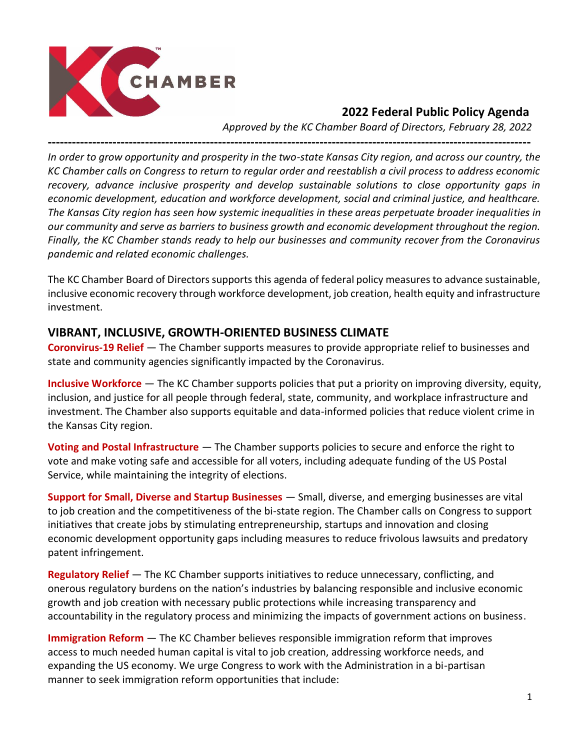KC CHAMBER

## 2022 Federal Public Policy Agenda

*Approved by the KC Chamber Board of Directors, February 28, 2022*

---

*In order to grow opportunity and prosperity in the two-state Kansas City region, and across our country, the KC Chamber calls on Congress to return to regular order and reestablish a civil process to address economic recovery, advance inclusive prosperity and develop sustainable solutions to close opportunity gaps in economic development, education and workforce development, social and criminal justice, and healthcare. The Kansas City region has seen how systemic inequalities in these areas perpetuate broader inequalities in our community and serve as barriers to business growth and economic development throughout the region. Finally, the KC Chamber stands ready to help our businesses and community recover from the Coronavirus pandemic and related economic challenges.*

The KC Chamber Board of Directors supports this agenda of federal policy measures to advance sustainable, inclusive economic recovery through workforce development, job creation, health equity and infrastructure investment.

## VIBRANT, INCLUSIVE, GROWTH-ORIENTED BUSINESS CLIMATE

**Coronvirus-19 Relief** — The Chamber supports measures to provide appropriate relief to businesses and state and community agencies significantly impacted by the Coronavirus.

**Inclusive Workforce** — The KC Chamber supports policies that put a priority on improving diversity, equity, inclusion, and justice for all people through federal, state, community, and workplace infrastructure and investment. The Chamber also supports equitable and data-informed policies that reduce violent crime in the Kansas City region.

**Voting and Postal Infrastructure** — The Chamber supports policies to secure and enforce the right to vote and make voting safe and accessible for all voters, including adequate funding of the US Postal Service, while maintaining the integrity of elections.

**Support for Small, Diverse and Startup Businesses** — Small, diverse, and emerging businesses are vital to job creation and the competitiveness of the bi-state region. The Chamber calls on Congress to support initiatives that create jobs by stimulating entrepreneurship, startups and innovation and closing economic development opportunity gaps including measures to reduce frivolous lawsuits and predatory patent infringement.

**Regulatory Relief** — The KC Chamber supports initiatives to reduce unnecessary, conflicting, and onerous regulatory burdens on the nation's industries by balancing responsible and inclusive economic growth and job creation with necessary public protections while increasing transparency and accountability in the regulatory process and minimizing the impacts of government actions on business.

**Immigration Reform** — The KC Chamber believes responsible immigration reform that improves access to much needed human capital is vital to job creation, addressing workforce needs, and expanding the US economy. We urge Congress to work with the Administration in a bi-partisan manner to seek immigration reform opportunities that include: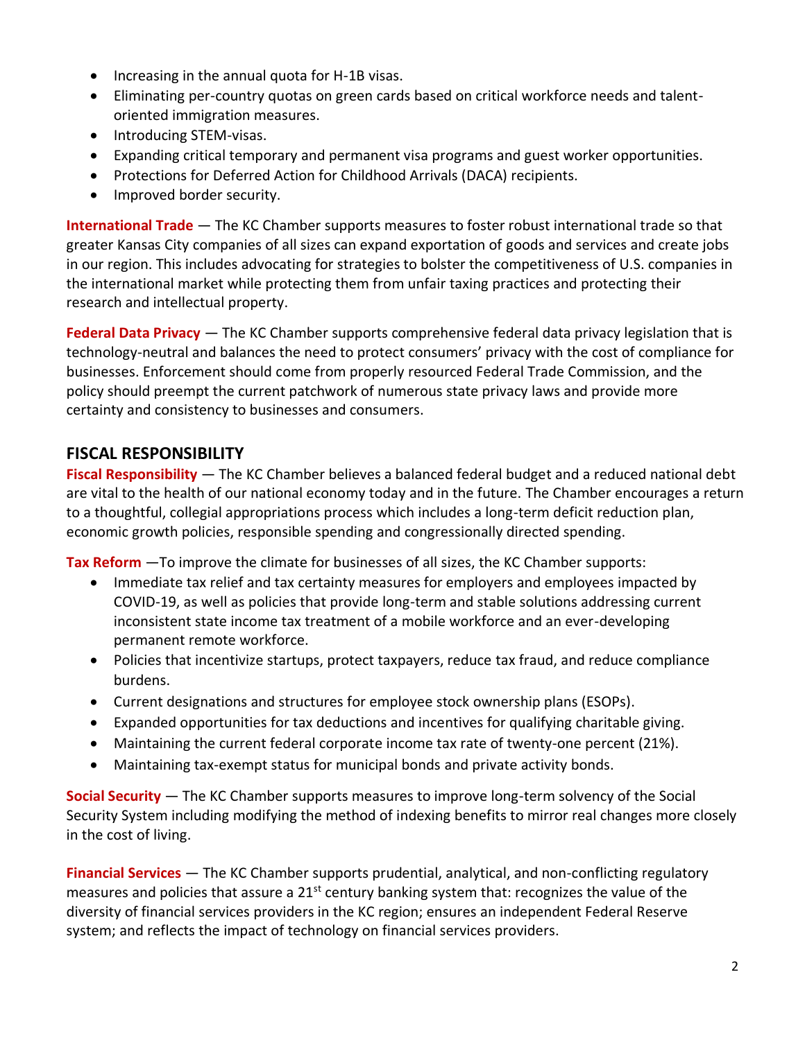- Increasing in the annual quota for H-1B visas.
- Eliminating per-country quotas on green cards based on critical workforce needs and talent-oriented immigration measures.
- Introducing STEM-visas.
- Expanding critical temporary and permanent visa programs and guest worker opportunities.
- Protections for Deferred Action for Childhood Arrivals (DACA) recipients.
- Improved border security.

**International Trade** — The KC Chamber supports measures to foster robust international trade so that greater Kansas City companies of all sizes can expand exportation of goods and services and create jobs in our region. This includes advocating for strategies to bolster the competitiveness of U.S. companies in the international market while protecting them from unfair taxing practices and protecting their research and intellectual property.

**Federal Data Privacy** — The KC Chamber supports comprehensive federal data privacy legislation that is technology-neutral and balances the need to protect consumers' privacy with the cost of compliance for businesses. Enforcement should come from properly resourced Federal Trade Commission, and the policy should preempt the current patchwork of numerous state privacy laws and provide more certainty and consistency to businesses and consumers.

## FISCAL RESPONSIBILITY

**Fiscal Responsibility** — The KC Chamber believes a balanced federal budget and a reduced national debt are vital to the health of our national economy today and in the future. The Chamber encourages a return to a thoughtful, collegial appropriations process which includes a long-term deficit reduction plan, economic growth policies, responsible spending and congressionally directed spending.

**Tax Reform** —To improve the climate for businesses of all sizes, the KC Chamber supports:

- Immediate tax relief and tax certainty measures for employers and employees impacted by COVID-19, as well as policies that provide long-term and stable solutions addressing current inconsistent state income tax treatment of a mobile workforce and an ever-developing permanent remote workforce.
- Policies that incentivize startups, protect taxpayers, reduce tax fraud, and reduce compliance burdens.
- Current designations and structures for employee stock ownership plans (ESOPs).
- Expanded opportunities for tax deductions and incentives for qualifying charitable giving.
- Maintaining the current federal corporate income tax rate of twenty-one percent (21%).
- Maintaining tax-exempt status for municipal bonds and private activity bonds.

**Social Security** — The KC Chamber supports measures to improve long-term solvency of the Social Security System including modifying the method of indexing benefits to mirror real changes more closely in the cost of living.

**Financial Services** — The KC Chamber supports prudential, analytical, and non-conflicting regulatory measures and policies that assure a 21st century banking system that: recognizes the value of the diversity of financial services providers in the KC region; ensures an independent Federal Reserve system; and reflects the impact of technology on financial services providers.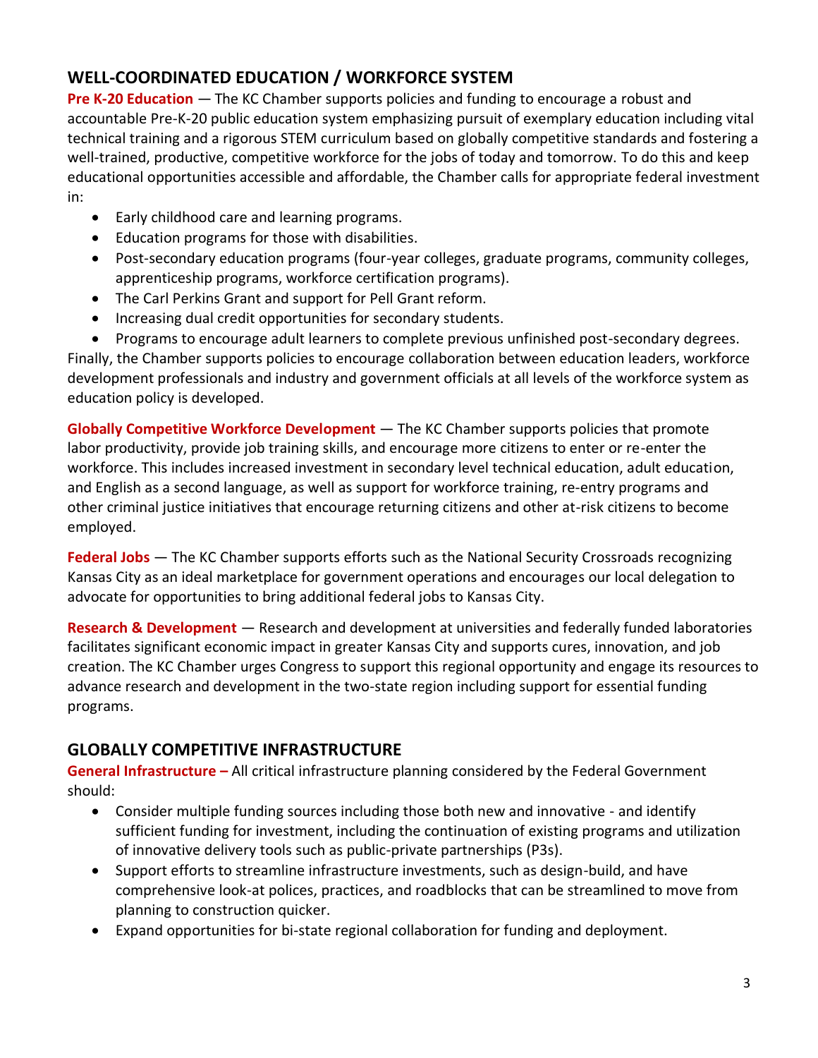## WELL-COORDINATED EDUCATION / WORKFORCE SYSTEM

**Pre K-20 Education** — The KC Chamber supports policies and funding to encourage a robust and accountable Pre-K-20 public education system emphasizing pursuit of exemplary education including vital technical training and a rigorous STEM curriculum based on globally competitive standards and fostering a well-trained, productive, competitive workforce for the jobs of today and tomorrow. To do this and keep educational opportunities accessible and affordable, the Chamber calls for appropriate federal investment in:

- Early childhood care and learning programs.
- Education programs for those with disabilities.
- Post-secondary education programs (four-year colleges, graduate programs, community colleges, apprenticeship programs, workforce certification programs).
- The Carl Perkins Grant and support for Pell Grant reform.
- Increasing dual credit opportunities for secondary students.
- Programs to encourage adult learners to complete previous unfinished post-secondary degrees.

Finally, the Chamber supports policies to encourage collaboration between education leaders, workforce development professionals and industry and government officials at all levels of the workforce system as education policy is developed.

**Globally Competitive Workforce Development** — The KC Chamber supports policies that promote labor productivity, provide job training skills, and encourage more citizens to enter or re-enter the workforce. This includes increased investment in secondary level technical education, adult education, and English as a second language, as well as support for workforce training, re-entry programs and other criminal justice initiatives that encourage returning citizens and other at-risk citizens to become employed.

**Federal Jobs** — The KC Chamber supports efforts such as the National Security Crossroads recognizing Kansas City as an ideal marketplace for government operations and encourages our local delegation to advocate for opportunities to bring additional federal jobs to Kansas City.

**Research & Development** — Research and development at universities and federally funded laboratories facilitates significant economic impact in greater Kansas City and supports cures, innovation, and job creation. The KC Chamber urges Congress to support this regional opportunity and engage its resources to advance research and development in the two-state region including support for essential funding programs.

## GLOBALLY COMPETITIVE INFRASTRUCTURE

**General Infrastructure –** All critical infrastructure planning considered by the Federal Government should:

- Consider multiple funding sources including those both new and innovative - and identify sufficient funding for investment, including the continuation of existing programs and utilization of innovative delivery tools such as public-private partnerships (P3s).
- Support efforts to streamline infrastructure investments, such as design-build, and have comprehensive look-at polices, practices, and roadblocks that can be streamlined to move from planning to construction quicker.
- Expand opportunities for bi-state regional collaboration for funding and deployment.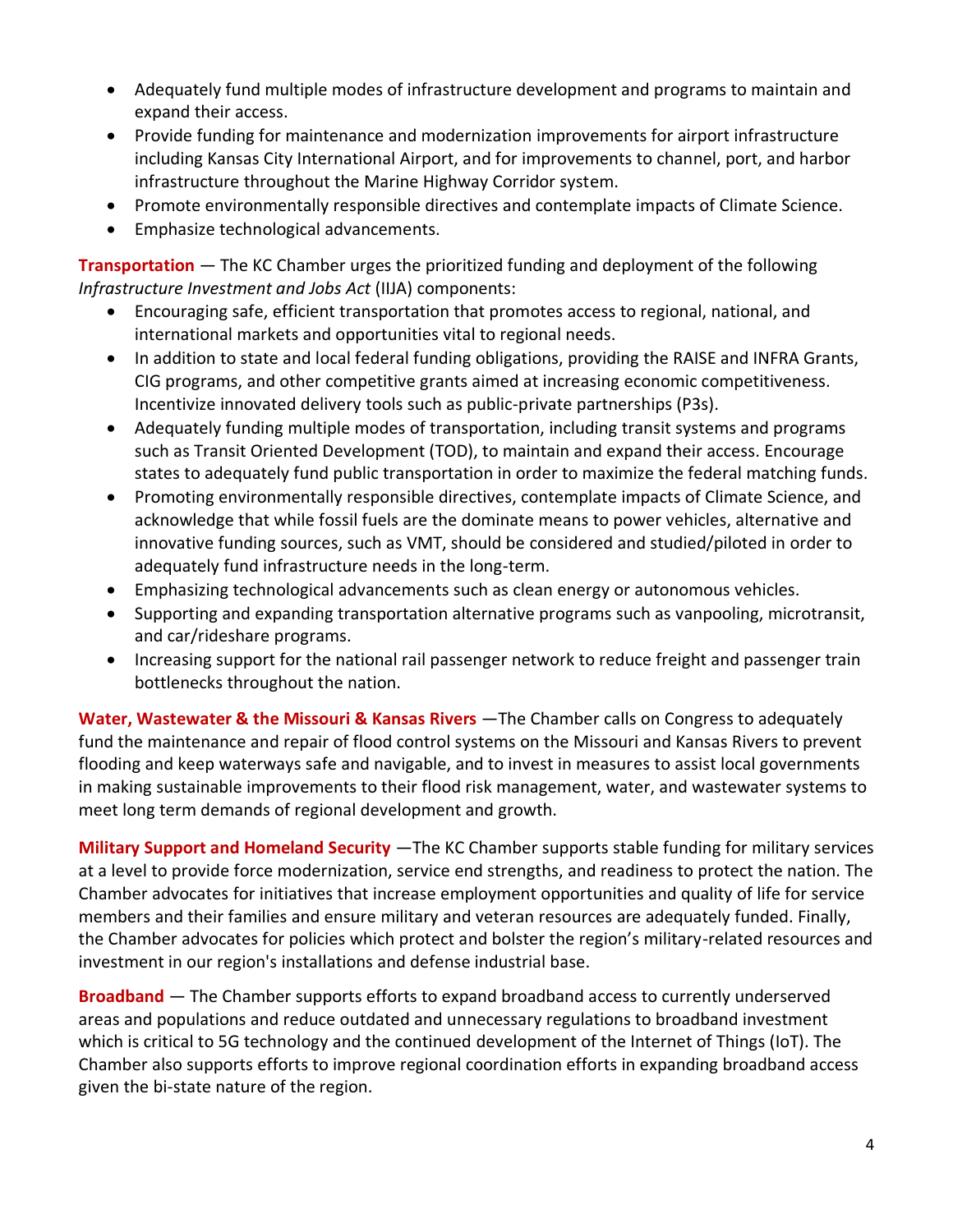- Adequately fund multiple modes of infrastructure development and programs to maintain and expand their access.
- Provide funding for maintenance and modernization improvements for airport infrastructure including Kansas City International Airport, and for improvements to channel, port, and harbor infrastructure throughout the Marine Highway Corridor system.
- Promote environmentally responsible directives and contemplate impacts of Climate Science.
- Emphasize technological advancements.

**Transportation** — The KC Chamber urges the prioritized funding and deployment of the following *Infrastructure Investment and Jobs Act* (IIJA) components:

- Encouraging safe, efficient transportation that promotes access to regional, national, and international markets and opportunities vital to regional needs.
- In addition to state and local federal funding obligations, providing the RAISE and INFRA Grants, CIG programs, and other competitive grants aimed at increasing economic competitiveness. Incentivize innovated delivery tools such as public-private partnerships (P3s).
- Adequately funding multiple modes of transportation, including transit systems and programs such as Transit Oriented Development (TOD), to maintain and expand their access. Encourage states to adequately fund public transportation in order to maximize the federal matching funds.
- Promoting environmentally responsible directives, contemplate impacts of Climate Science, and acknowledge that while fossil fuels are the dominate means to power vehicles, alternative and innovative funding sources, such as VMT, should be considered and studied/piloted in order to adequately fund infrastructure needs in the long-term.
- Emphasizing technological advancements such as clean energy or autonomous vehicles.
- Supporting and expanding transportation alternative programs such as vanpooling, microtransit, and car/rideshare programs.
- Increasing support for the national rail passenger network to reduce freight and passenger train bottlenecks throughout the nation.

**Water, Wastewater & the Missouri & Kansas Rivers** —The Chamber calls on Congress to adequately fund the maintenance and repair of flood control systems on the Missouri and Kansas Rivers to prevent flooding and keep waterways safe and navigable, and to invest in measures to assist local governments in making sustainable improvements to their flood risk management, water, and wastewater systems to meet long term demands of regional development and growth.

**Military Support and Homeland Security** —The KC Chamber supports stable funding for military services at a level to provide force modernization, service end strengths, and readiness to protect the nation. The Chamber advocates for initiatives that increase employment opportunities and quality of life for service members and their families and ensure military and veteran resources are adequately funded. Finally, the Chamber advocates for policies which protect and bolster the region's military-related resources and investment in our region's installations and defense industrial base.

**Broadband** — The Chamber supports efforts to expand broadband access to currently underserved areas and populations and reduce outdated and unnecessary regulations to broadband investment which is critical to 5G technology and the continued development of the Internet of Things (IoT). The Chamber also supports efforts to improve regional coordination efforts in expanding broadband access given the bi-state nature of the region.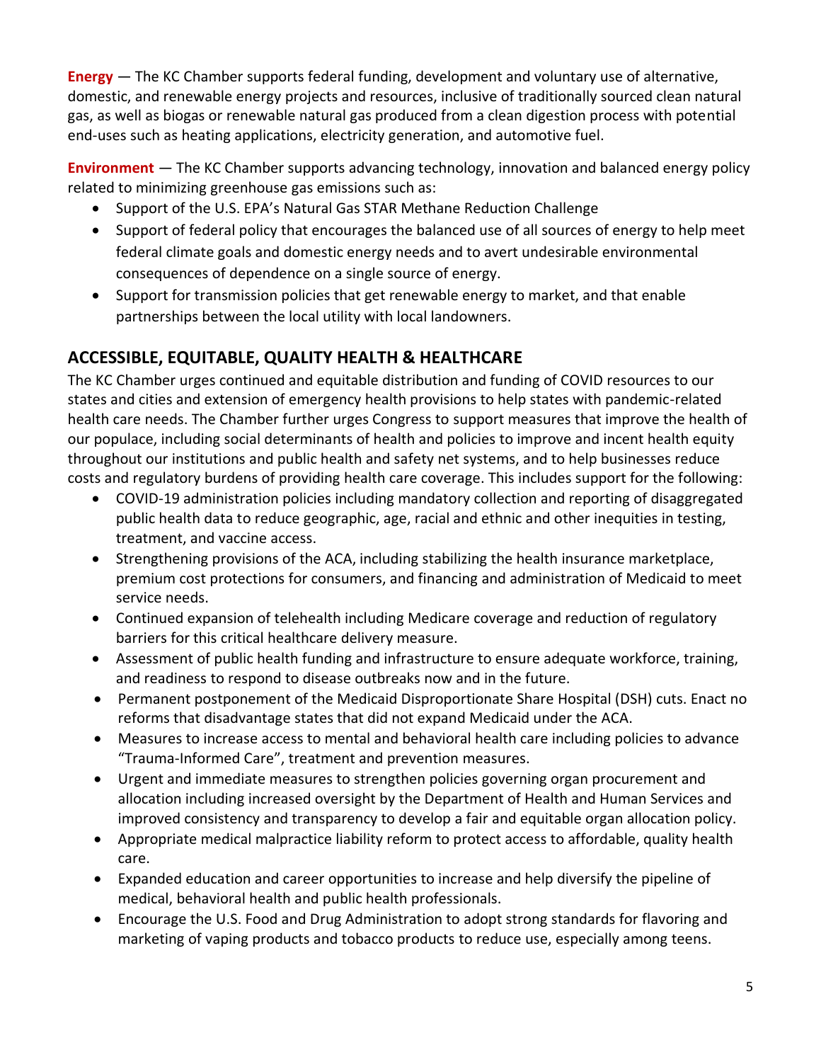**Energy** — The KC Chamber supports federal funding, development and voluntary use of alternative, domestic, and renewable energy projects and resources, inclusive of traditionally sourced clean natural gas, as well as biogas or renewable natural gas produced from a clean digestion process with potential end-uses such as heating applications, electricity generation, and automotive fuel.

**Environment** — The KC Chamber supports advancing technology, innovation and balanced energy policy related to minimizing greenhouse gas emissions such as:

- Support of the U.S. EPA's Natural Gas STAR Methane Reduction Challenge
- Support of federal policy that encourages the balanced use of all sources of energy to help meet federal climate goals and domestic energy needs and to avert undesirable environmental consequences of dependence on a single source of energy.
- Support for transmission policies that get renewable energy to market, and that enable partnerships between the local utility with local landowners.

## ACCESSIBLE, EQUITABLE, QUALITY HEALTH & HEALTHCARE

The KC Chamber urges continued and equitable distribution and funding of COVID resources to our states and cities and extension of emergency health provisions to help states with pandemic-related health care needs. The Chamber further urges Congress to support measures that improve the health of our populace, including social determinants of health and policies to improve and incent health equity throughout our institutions and public health and safety net systems, and to help businesses reduce costs and regulatory burdens of providing health care coverage. This includes support for the following:

- COVID-19 administration policies including mandatory collection and reporting of disaggregated public health data to reduce geographic, age, racial and ethnic and other inequities in testing, treatment, and vaccine access.
- Strengthening provisions of the ACA, including stabilizing the health insurance marketplace, premium cost protections for consumers, and financing and administration of Medicaid to meet service needs.
- Continued expansion of telehealth including Medicare coverage and reduction of regulatory barriers for this critical healthcare delivery measure.
- Assessment of public health funding and infrastructure to ensure adequate workforce, training, and readiness to respond to disease outbreaks now and in the future.
- Permanent postponement of the Medicaid Disproportionate Share Hospital (DSH) cuts. Enact no reforms that disadvantage states that did not expand Medicaid under the ACA.
- Measures to increase access to mental and behavioral health care including policies to advance "Trauma-Informed Care", treatment and prevention measures.
- Urgent and immediate measures to strengthen policies governing organ procurement and allocation including increased oversight by the Department of Health and Human Services and improved consistency and transparency to develop a fair and equitable organ allocation policy.
- Appropriate medical malpractice liability reform to protect access to affordable, quality health care.
- Expanded education and career opportunities to increase and help diversify the pipeline of medical, behavioral health and public health professionals.
- Encourage the U.S. Food and Drug Administration to adopt strong standards for flavoring and marketing of vaping products and tobacco products to reduce use, especially among teens.